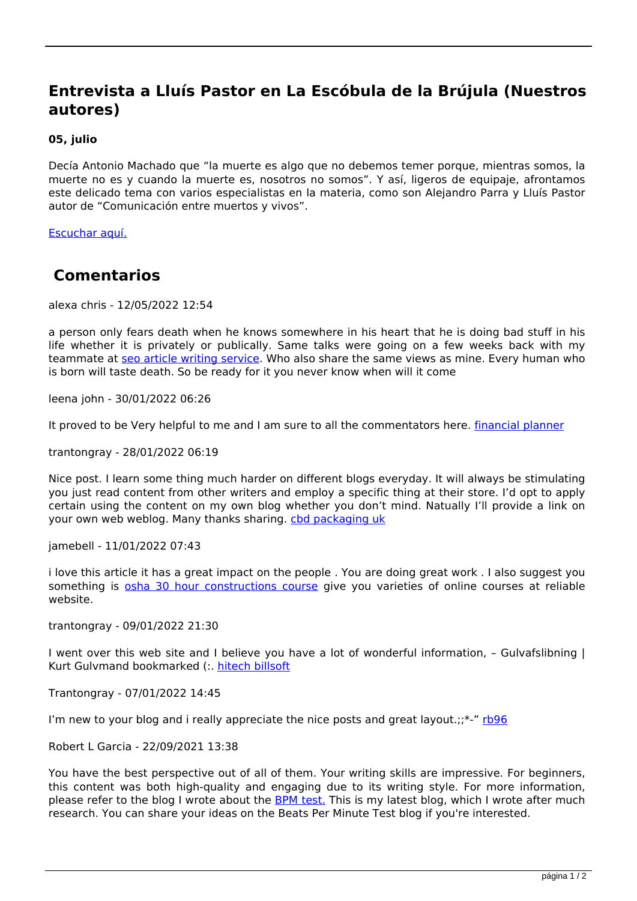# Entrevista a Lluís Pastor en La Escóbula de la Brújula (Nuestros autores)

**05, julio**

Decía Antonio Machado que "la muerte es algo que no debemos temer porque, mientras somos, la muerte no es y cuando la muerte es, nosotros no somos". Y así, ligeros de equipaje, afrontamos este delicado tema con varios especialistas en la materia, como son Alejandro Parra y Lluís Pastor autor de "Comunicación entre muertos y vivos".

Escuchar aquí.

## Comentarios

alexa chris - 12/05/2022 12:54

a person only fears death when he knows somewhere in his heart that he is doing bad stuff in his life whether it is privately or publically. Same talks were going on a few weeks back with my teammate at seo article writing service. Who also share the same views as mine. Every human who is born will taste death. So be ready for it you never know when will it come

leena john - 30/01/2022 06:26

It proved to be Very helpful to me and I am sure to all the commentators here. financial planner

trantongray - 28/01/2022 06:19

Nice post. I learn some thing much harder on different blogs everyday. It will always be stimulating you just read content from other writers and employ a specific thing at their store. I'd opt to apply certain using the content on my own blog whether you don't mind. Natually I'll provide a link on your own web weblog. Many thanks sharing. cbd packaging uk

jamebell - 11/01/2022 07:43

i love this article it has a great impact on the people . You are doing great work . I also suggest you something is osha 30 hour constructions course give you varieties of online courses at reliable website.

trantongray - 09/01/2022 21:30

I went over this web site and I believe you have a lot of wonderful information, – Gulvafslibning | Kurt Gulvmand bookmarked (:. hitech billsoft

Trantongray - 07/01/2022 14:45

I'm new to your blog and i really appreciate the nice posts and great layout.;;*-" rb96

Robert L Garcia - 22/09/2021 13:38

You have the best perspective out of all of them. Your writing skills are impressive. For beginners, this content was both high-quality and engaging due to its writing style. For more information, please refer to the blog I wrote about the BPM test. This is my latest blog, which I wrote after much research. You can share your ideas on the Beats Per Minute Test blog if you're interested.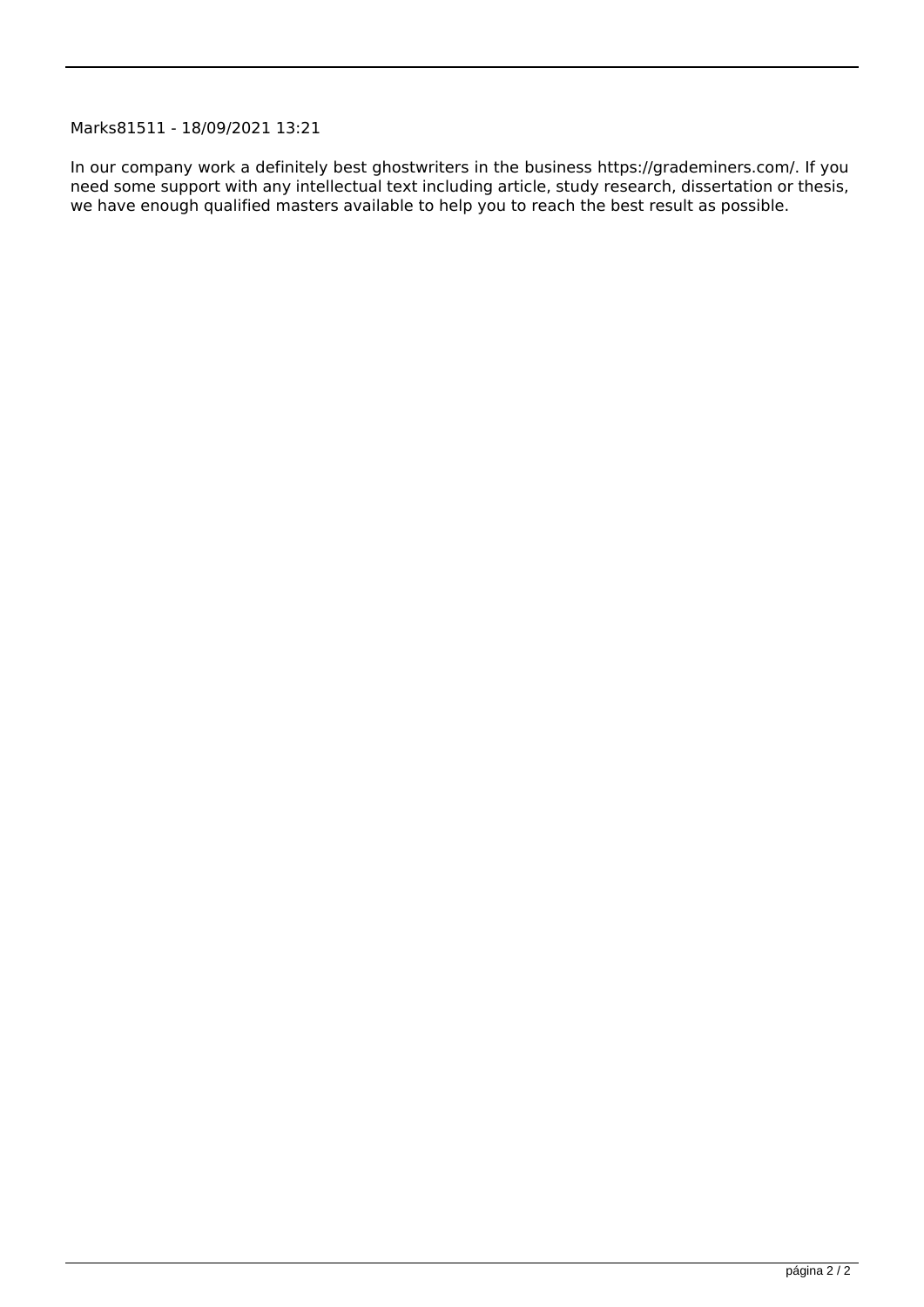Marks81511 - 18/09/2021 13:21

In our company work a definitely best ghostwriters in the business https://grademiners.com/. If you need some support with any intellectual text including article, study research, dissertation or thesis, we have enough qualified masters available to help you to reach the best result as possible.